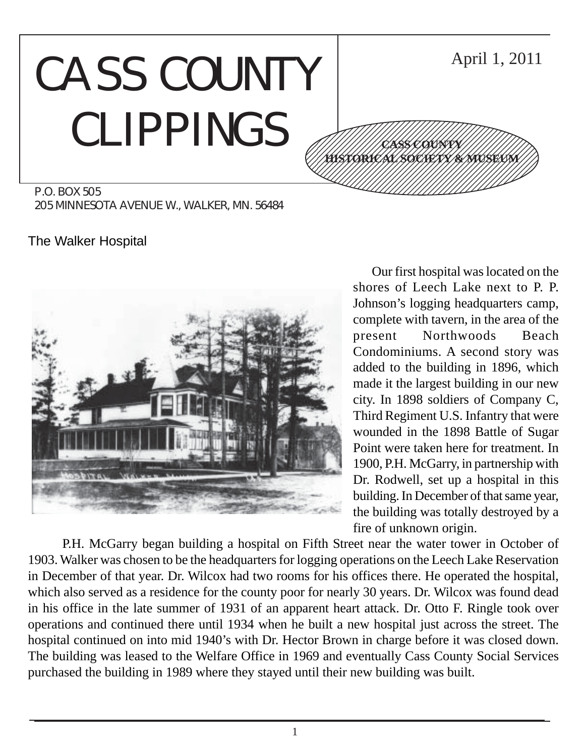# CASS COUNTY CLIPPINGS

April 1, 2011

**CASS COUNTY HISTORICAL SOCIETY & MUSEUM**

P.O. BOX 505
205 MINNESOTA AVENUE W., WALKER, MN. 56484

## The Walker Hospital

Our first hospital was located on the shores of Leech Lake next to P. P. Johnson's logging headquarters camp, complete with tavern, in the area of the present Northwoods Beach Condominiums. A second story was added to the building in 1896, which made it the largest building in our new city. In 1898 soldiers of Company C, Third Regiment U.S. Infantry that were wounded in the 1898 Battle of Sugar Point were taken here for treatment. In 1900, P.H. McGarry, in partnership with Dr. Rodwell, set up a hospital in this building. In December of that same year, the building was totally destroyed by a fire of unknown origin.

P.H. McGarry began building a hospital on Fifth Street near the water tower in October of 1903. Walker was chosen to be the headquarters for logging operations on the Leech Lake Reservation in December of that year. Dr. Wilcox had two rooms for his offices there. He operated the hospital, which also served as a residence for the county poor for nearly 30 years. Dr. Wilcox was found dead in his office in the late summer of 1931 of an apparent heart attack. Dr. Otto F. Ringle took over operations and continued there until 1934 when he built a new hospital just across the street. The hospital continued on into mid 1940's with Dr. Hector Brown in charge before it was closed down. The building was leased to the Welfare Office in 1969 and eventually Cass County Social Services purchased the building in 1989 where they stayed until their new building was built.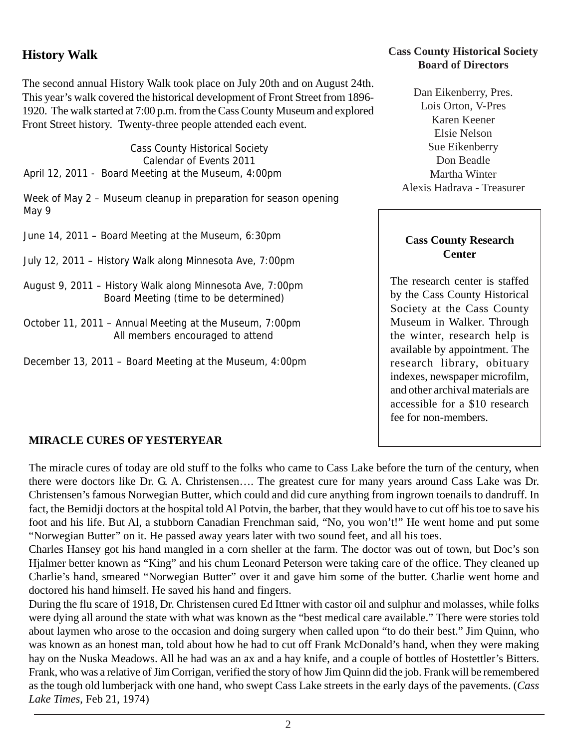## History Walk

The second annual History Walk took place on July 20th and on August 24th. This year's walk covered the historical development of Front Street from 1896-1920. The walk started at 7:00 p.m. from the Cass County Museum and explored Front Street history. Twenty-three people attended each event.

Cass County Historical Society
Calendar of Events 2011

April 12, 2011 - Board Meeting at the Museum, 4:00pm

Week of May 2 – Museum cleanup in preparation for season opening May 9

June 14, 2011 – Board Meeting at the Museum, 6:30pm

July 12, 2011 – History Walk along Minnesota Ave, 7:00pm

August 9, 2011 – History Walk along Minnesota Ave, 7:00pm
Board Meeting (time to be determined)

October 11, 2011 – Annual Meeting at the Museum, 7:00pm
All members encouraged to attend

December 13, 2011 – Board Meeting at the Museum, 4:00pm

### Cass County Historical Society Board of Directors

Dan Eikenberry, Pres.
Lois Orton, V-Pres
Karen Keener
Elsie Nelson
Sue Eikenberry
Don Beadle
Martha Winter
Alexis Hadrava - Treasurer

### Cass County Research Center

The research center is staffed by the Cass County Historical Society at the Cass County Museum in Walker. Through the winter, research help is available by appointment. The research library, obituary indexes, newspaper microfilm, and other archival materials are accessible for a $10 research fee for non-members.

## MIRACLE CURES OF YESTERYEAR

The miracle cures of today are old stuff to the folks who came to Cass Lake before the turn of the century, when there were doctors like Dr. G. A. Christensen…. The greatest cure for many years around Cass Lake was Dr. Christensen's famous Norwegian Butter, which could and did cure anything from ingrown toenails to dandruff. In fact, the Bemidji doctors at the hospital told Al Potvin, the barber, that they would have to cut off his toe to save his foot and his life. But Al, a stubborn Canadian Frenchman said, "No, you won't!" He went home and put some "Norwegian Butter" on it. He passed away years later with two sound feet, and all his toes.

Charles Hansey got his hand mangled in a corn sheller at the farm. The doctor was out of town, but Doc's son Hjalmer better known as "King" and his chum Leonard Peterson were taking care of the office. They cleaned up Charlie's hand, smeared "Norwegian Butter" over it and gave him some of the butter. Charlie went home and doctored his hand himself. He saved his hand and fingers.

During the flu scare of 1918, Dr. Christensen cured Ed Ittner with castor oil and sulphur and molasses, while folks were dying all around the state with what was known as the "best medical care available." There were stories told about laymen who arose to the occasion and doing surgery when called upon "to do their best." Jim Quinn, who was known as an honest man, told about how he had to cut off Frank McDonald's hand, when they were making hay on the Nuska Meadows. All he had was an ax and a hay knife, and a couple of bottles of Hostettler's Bitters. Frank, who was a relative of Jim Corrigan, verified the story of how Jim Quinn did the job. Frank will be remembered as the tough old lumberjack with one hand, who swept Cass Lake streets in the early days of the pavements. (*Cass Lake Times*, Feb 21, 1974)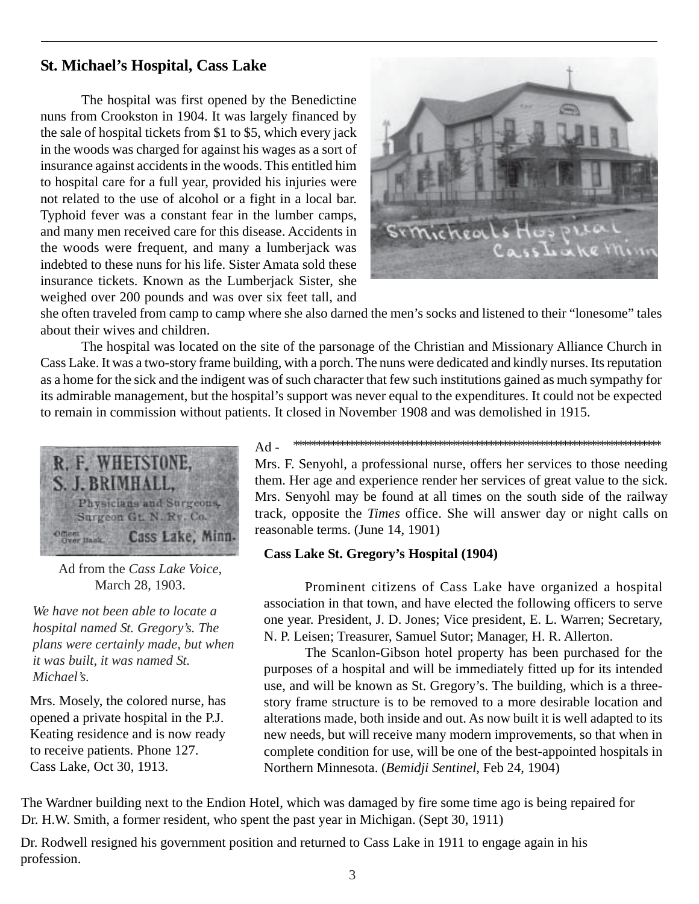## St. Michael's Hospital, Cass Lake

The hospital was first opened by the Benedictine nuns from Crookston in 1904. It was largely financed by the sale of hospital tickets from $1 to $5, which every jack in the woods was charged for against his wages as a sort of insurance against accidents in the woods. This entitled him to hospital care for a full year, provided his injuries were not related to the use of alcohol or a fight in a local bar. Typhoid fever was a constant fear in the lumber camps, and many men received care for this disease. Accidents in the woods were frequent, and many a lumberjack was indebted to these nuns for his life. Sister Amata sold these insurance tickets. Known as the Lumberjack Sister, she weighed over 200 pounds and was over six feet tall, and she often traveled from camp to camp where she also darned the men's socks and listened to their "lonesome" tales about their wives and children.

St Micheals Hospital Cass Lake Minn

The hospital was located on the site of the parsonage of the Christian and Missionary Alliance Church in Cass Lake. It was a two-story frame building, with a porch. The nuns were dedicated and kindly nurses. Its reputation as a home for the sick and the indigent was of such character that few such institutions gained as much sympathy for its admirable management, but the hospital's support was never equal to the expenditures. It could not be expected to remain in commission without patients. It closed in November 1908 and was demolished in 1915.

R. F. WHETSTONE,
S. J. BRIMHALL,
Physicians and Surgeons,
Surgeon Gt. N. Ry. Co.
Office: Over Bank. Cass Lake, Minn.

Ad from the *Cass Lake Voice*, March 28, 1903.

*We have not been able to locate a hospital named St. Gregory's. The plans were certainly made, but when it was built, it was named St. Michael's.*

Mrs. Mosely, the colored nurse, has opened a private hospital in the P.J. Keating residence and is now ready to receive patients. Phone 127. Cass Lake, Oct 30, 1913.

Ad - ******************************************************************************

Mrs. F. Senyohl, a professional nurse, offers her services to those needing them. Her age and experience render her services of great value to the sick. Mrs. Senyohl may be found at all times on the south side of the railway track, opposite the *Times* office. She will answer day or night calls on reasonable terms. (June 14, 1901)

**Cass Lake St. Gregory's Hospital (1904)**

Prominent citizens of Cass Lake have organized a hospital association in that town, and have elected the following officers to serve one year. President, J. D. Jones; Vice president, E. L. Warren; Secretary, N. P. Leisen; Treasurer, Samuel Sutor; Manager, H. R. Allerton.

The Scanlon-Gibson hotel property has been purchased for the purposes of a hospital and will be immediately fitted up for its intended use, and will be known as St. Gregory's. The building, which is a three-story frame structure is to be removed to a more desirable location and alterations made, both inside and out. As now built it is well adapted to its new needs, but will receive many modern improvements, so that when in complete condition for use, will be one of the best-appointed hospitals in Northern Minnesota. (*Bemidji Sentinel*, Feb 24, 1904)

The Wardner building next to the Endion Hotel, which was damaged by fire some time ago is being repaired for Dr. H.W. Smith, a former resident, who spent the past year in Michigan. (Sept 30, 1911)

Dr. Rodwell resigned his government position and returned to Cass Lake in 1911 to engage again in his profession.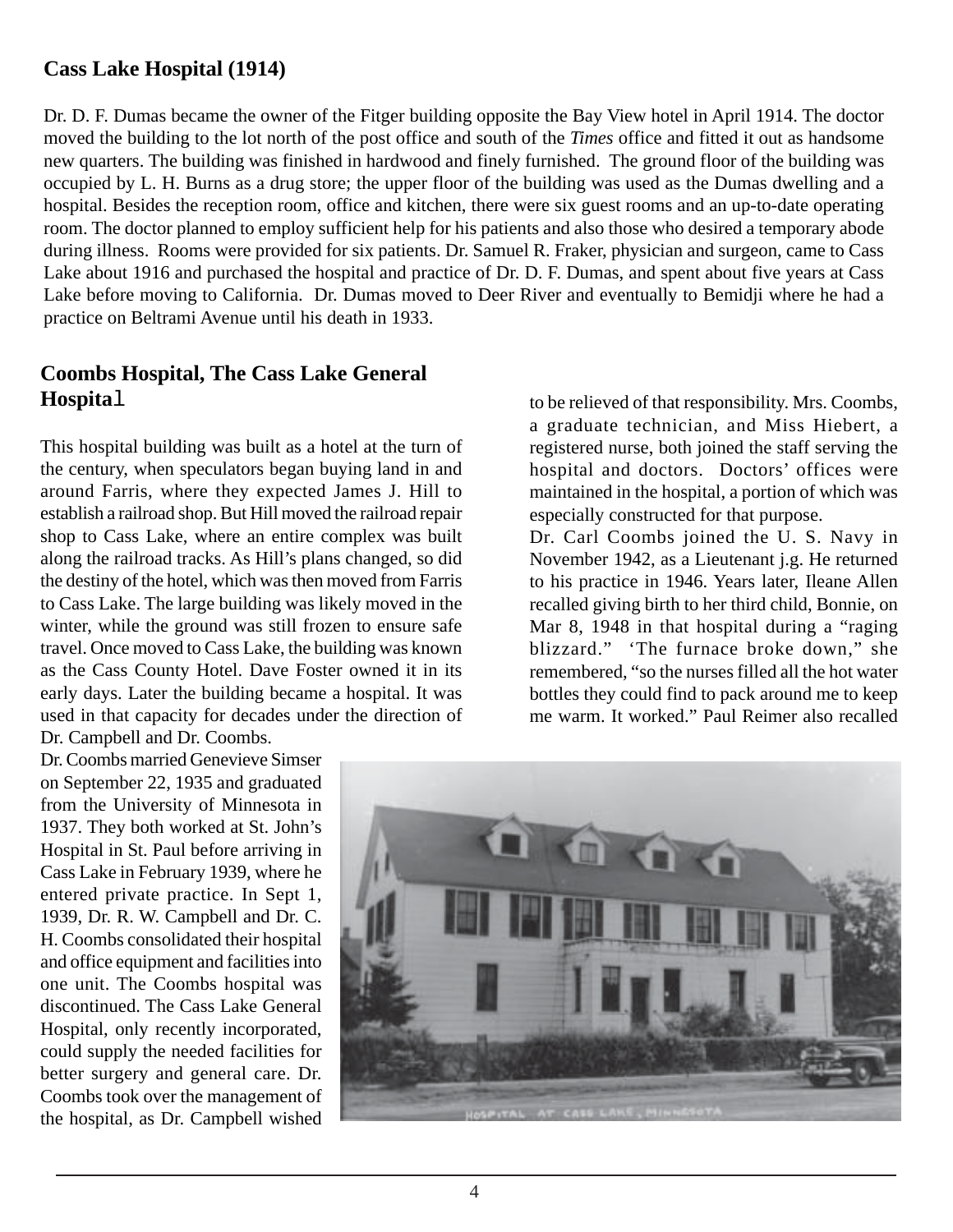## Cass Lake Hospital (1914)

Dr. D. F. Dumas became the owner of the Fitger building opposite the Bay View hotel in April 1914. The doctor moved the building to the lot north of the post office and south of the *Times* office and fitted it out as handsome new quarters. The building was finished in hardwood and finely furnished. The ground floor of the building was occupied by L. H. Burns as a drug store; the upper floor of the building was used as the Dumas dwelling and a hospital. Besides the reception room, office and kitchen, there were six guest rooms and an up-to-date operating room. The doctor planned to employ sufficient help for his patients and also those who desired a temporary abode during illness. Rooms were provided for six patients. Dr. Samuel R. Fraker, physician and surgeon, came to Cass Lake about 1916 and purchased the hospital and practice of Dr. D. F. Dumas, and spent about five years at Cass Lake before moving to California. Dr. Dumas moved to Deer River and eventually to Bemidji where he had a practice on Beltrami Avenue until his death in 1933.

## Coombs Hospital, The Cass Lake General Hospital

This hospital building was built as a hotel at the turn of the century, when speculators began buying land in and around Farris, where they expected James J. Hill to establish a railroad shop. But Hill moved the railroad repair shop to Cass Lake, where an entire complex was built along the railroad tracks. As Hill's plans changed, so did the destiny of the hotel, which was then moved from Farris to Cass Lake. The large building was likely moved in the winter, while the ground was still frozen to ensure safe travel. Once moved to Cass Lake, the building was known as the Cass County Hotel. Dave Foster owned it in its early days. Later the building became a hospital. It was used in that capacity for decades under the direction of Dr. Campbell and Dr. Coombs.

Dr. Coombs married Genevieve Simser on September 22, 1935 and graduated from the University of Minnesota in 1937. They both worked at St. John's Hospital in St. Paul before arriving in Cass Lake in February 1939, where he entered private practice. In Sept 1, 1939, Dr. R. W. Campbell and Dr. C. H. Coombs consolidated their hospital and office equipment and facilities into one unit. The Coombs hospital was discontinued. The Cass Lake General Hospital, only recently incorporated, could supply the needed facilities for better surgery and general care. Dr. Coombs took over the management of the hospital, as Dr. Campbell wished to be relieved of that responsibility. Mrs. Coombs, a graduate technician, and Miss Hiebert, a registered nurse, both joined the staff serving the hospital and doctors. Doctors' offices were maintained in the hospital, a portion of which was especially constructed for that purpose.

Dr. Carl Coombs joined the U. S. Navy in November 1942, as a Lieutenant j.g. He returned to his practice in 1946. Years later, Ileane Allen recalled giving birth to her third child, Bonnie, on Mar 8, 1948 in that hospital during a "raging blizzard." 'The furnace broke down," she remembered, "so the nurses filled all the hot water bottles they could find to pack around me to keep me warm. It worked." Paul Reimer also recalled

HOSPITAL AT CASS LAKE, MINNESOTA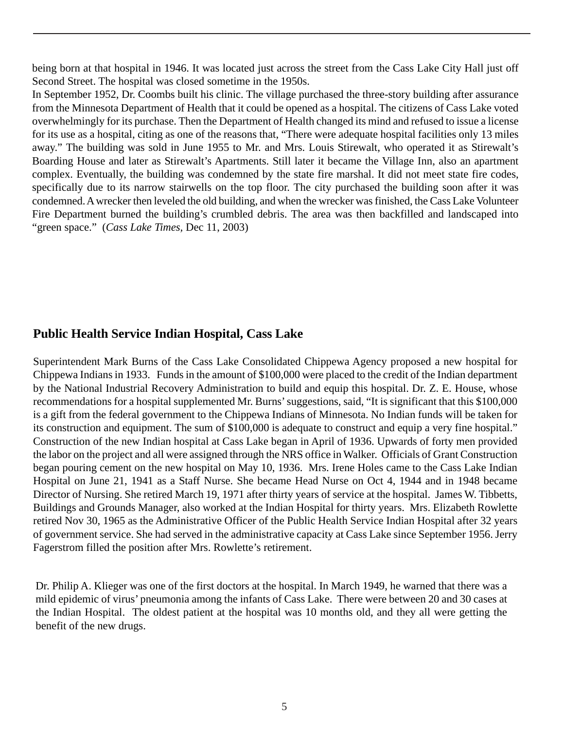being born at that hospital in 1946. It was located just across the street from the Cass Lake City Hall just off Second Street. The hospital was closed sometime in the 1950s.

In September 1952, Dr. Coombs built his clinic. The village purchased the three-story building after assurance from the Minnesota Department of Health that it could be opened as a hospital. The citizens of Cass Lake voted overwhelmingly for its purchase. Then the Department of Health changed its mind and refused to issue a license for its use as a hospital, citing as one of the reasons that, "There were adequate hospital facilities only 13 miles away." The building was sold in June 1955 to Mr. and Mrs. Louis Stirewalt, who operated it as Stirewalt's Boarding House and later as Stirewalt's Apartments. Still later it became the Village Inn, also an apartment complex. Eventually, the building was condemned by the state fire marshal. It did not meet state fire codes, specifically due to its narrow stairwells on the top floor. The city purchased the building soon after it was condemned. A wrecker then leveled the old building, and when the wrecker was finished, the Cass Lake Volunteer Fire Department burned the building's crumbled debris. The area was then backfilled and landscaped into "green space." (*Cass Lake Times*, Dec 11, 2003)

## Public Health Service Indian Hospital, Cass Lake

Superintendent Mark Burns of the Cass Lake Consolidated Chippewa Agency proposed a new hospital for Chippewa Indians in 1933. Funds in the amount of $100,000 were placed to the credit of the Indian department by the National Industrial Recovery Administration to build and equip this hospital. Dr. Z. E. House, whose recommendations for a hospital supplemented Mr. Burns' suggestions, said, "It is significant that this $100,000 is a gift from the federal government to the Chippewa Indians of Minnesota. No Indian funds will be taken for its construction and equipment. The sum of $100,000 is adequate to construct and equip a very fine hospital." Construction of the new Indian hospital at Cass Lake began in April of 1936. Upwards of forty men provided the labor on the project and all were assigned through the NRS office in Walker. Officials of Grant Construction began pouring cement on the new hospital on May 10, 1936. Mrs. Irene Holes came to the Cass Lake Indian Hospital on June 21, 1941 as a Staff Nurse. She became Head Nurse on Oct 4, 1944 and in 1948 became Director of Nursing. She retired March 19, 1971 after thirty years of service at the hospital. James W. Tibbetts, Buildings and Grounds Manager, also worked at the Indian Hospital for thirty years. Mrs. Elizabeth Rowlette retired Nov 30, 1965 as the Administrative Officer of the Public Health Service Indian Hospital after 32 years of government service. She had served in the administrative capacity at Cass Lake since September 1956. Jerry Fagerstrom filled the position after Mrs. Rowlette's retirement.

Dr. Philip A. Klieger was one of the first doctors at the hospital. In March 1949, he warned that there was a mild epidemic of virus' pneumonia among the infants of Cass Lake. There were between 20 and 30 cases at the Indian Hospital. The oldest patient at the hospital was 10 months old, and they all were getting the benefit of the new drugs.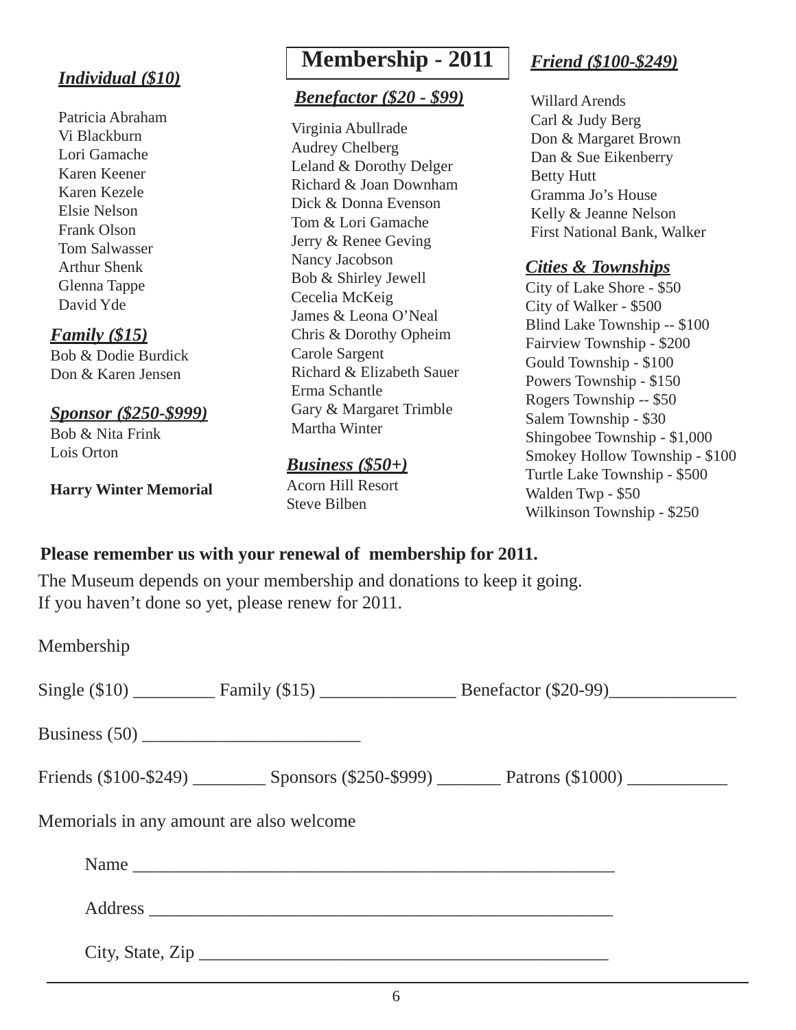# Membership - 2011

***Individual ($10)***

Patricia Abraham
Vi Blackburn
Lori Gamache
Karen Keener
Karen Kezele
Elsie Nelson
Frank Olson
Tom Salwasser
Arthur Shenk
Glenna Tappe
David Yde

***Family ($15)***

Bob & Dodie Burdick
Don & Karen Jensen

***Sponsor ($250-$999)***

Bob & Nita Frink
Lois Orton

**Harry Winter Memorial**

***Benefactor ($20 - $99)***

Virginia Abullrade
Audrey Chelberg
Leland & Dorothy Delger
Richard & Joan Downham
Dick & Donna Evenson
Tom & Lori Gamache
Jerry & Renee Geving
Nancy Jacobson
Bob & Shirley Jewell
Cecelia McKeig
James & Leona O'Neal
Chris & Dorothy Opheim
Carole Sargent
Richard & Elizabeth Sauer
Erma Schantle
Gary & Margaret Trimble
Martha Winter

***Business ($50+)***

Acorn Hill Resort
Steve Bilben

***Friend ($100-$249)***

Willard Arends
Carl & Judy Berg
Don & Margaret Brown
Dan & Sue Eikenberry
Betty Hutt
Gramma Jo's House
Kelly & Jeanne Nelson
First National Bank, Walker

***Cities & Townships***

City of Lake Shore - $50
City of Walker - $500
Blind Lake Township -- $100
Fairview Township - $200
Gould Township - $100
Powers Township - $150
Rogers Township -- $50
Salem Township - $30
Shingobee Township - $1,000
Smokey Hollow Township - $100
Turtle Lake Township - $500
Walden Twp - $50
Wilkinson Township - $250

**Please remember us with your renewal of membership for 2011.**

The Museum depends on your membership and donations to keep it going.
If you haven't done so yet, please renew for 2011.

Membership

Single ($10) _________ Family ($15) _______________ Benefactor ($20-99)______________

Business (50) ________________________

Friends ($100-$249) ________ Sponsors ($250-$999) _______ Patrons ($1000) ___________

Memorials in any amount are also welcome

Name ______________________________________________________

Address ____________________________________________________

City, State, Zip ______________________________________________